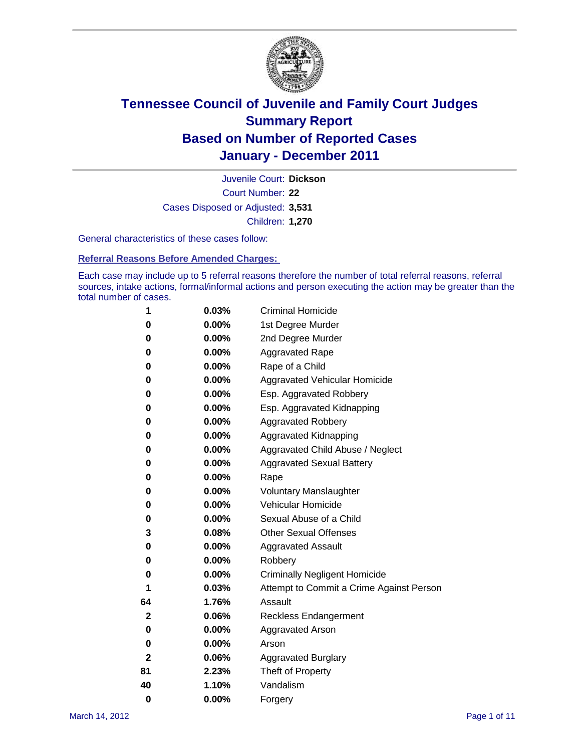# Tennessee Council of Juvenile and Family Court Judges
# Summary Report
# Based on Number of Reported Cases
# January - December 2011

Juvenile Court: **Dickson**

Court Number: **22**

Cases Disposed or Adjusted: **3,531**

Children: **1,270**

General characteristics of these cases follow:

**Referral Reasons Before Amended Charges:**

Each case may include up to 5 referral reasons therefore the number of total referral reasons, referral sources, intake actions, formal/informal actions and person executing the action may be greater than the total number of cases.

| | | |
|---|---|---|
| 1 | 0.03% | Criminal Homicide |
| 0 | 0.00% | 1st Degree Murder |
| 0 | 0.00% | 2nd Degree Murder |
| 0 | 0.00% | Aggravated Rape |
| 0 | 0.00% | Rape of a Child |
| 0 | 0.00% | Aggravated Vehicular Homicide |
| 0 | 0.00% | Esp. Aggravated Robbery |
| 0 | 0.00% | Esp. Aggravated Kidnapping |
| 0 | 0.00% | Aggravated Robbery |
| 0 | 0.00% | Aggravated Kidnapping |
| 0 | 0.00% | Aggravated Child Abuse / Neglect |
| 0 | 0.00% | Aggravated Sexual Battery |
| 0 | 0.00% | Rape |
| 0 | 0.00% | Voluntary Manslaughter |
| 0 | 0.00% | Vehicular Homicide |
| 0 | 0.00% | Sexual Abuse of a Child |
| 3 | 0.08% | Other Sexual Offenses |
| 0 | 0.00% | Aggravated Assault |
| 0 | 0.00% | Robbery |
| 0 | 0.00% | Criminally Negligent Homicide |
| 1 | 0.03% | Attempt to Commit a Crime Against Person |
| 64 | 1.76% | Assault |
| 2 | 0.06% | Reckless Endangerment |
| 0 | 0.00% | Aggravated Arson |
| 0 | 0.00% | Arson |
| 2 | 0.06% | Aggravated Burglary |
| 81 | 2.23% | Theft of Property |
| 40 | 1.10% | Vandalism |
| 0 | 0.00% | Forgery |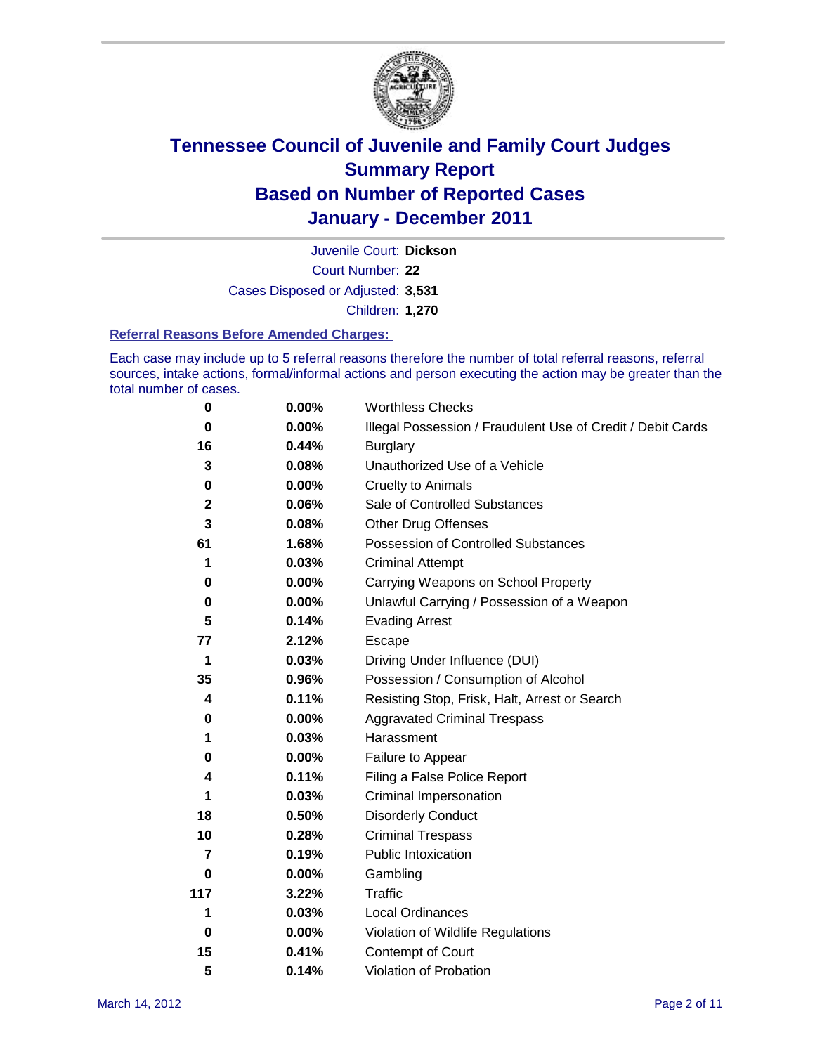# Tennessee Council of Juvenile and Family Court Judges
# Summary Report
# Based on Number of Reported Cases
# January - December 2011

Juvenile Court: **Dickson**
Court Number: **22**
Cases Disposed or Adjusted: **3,531**
Children: **1,270**

### Referral Reasons Before Amended Charges:

Each case may include up to 5 referral reasons therefore the number of total referral reasons, referral sources, intake actions, formal/informal actions and person executing the action may be greater than the total number of cases.

| | | |
|---|---|---|
| 0 | 0.00% | Worthless Checks |
| 0 | 0.00% | Illegal Possession / Fraudulent Use of Credit / Debit Cards |
| 16 | 0.44% | Burglary |
| 3 | 0.08% | Unauthorized Use of a Vehicle |
| 0 | 0.00% | Cruelty to Animals |
| 2 | 0.06% | Sale of Controlled Substances |
| 3 | 0.08% | Other Drug Offenses |
| 61 | 1.68% | Possession of Controlled Substances |
| 1 | 0.03% | Criminal Attempt |
| 0 | 0.00% | Carrying Weapons on School Property |
| 0 | 0.00% | Unlawful Carrying / Possession of a Weapon |
| 5 | 0.14% | Evading Arrest |
| 77 | 2.12% | Escape |
| 1 | 0.03% | Driving Under Influence (DUI) |
| 35 | 0.96% | Possession / Consumption of Alcohol |
| 4 | 0.11% | Resisting Stop, Frisk, Halt, Arrest or Search |
| 0 | 0.00% | Aggravated Criminal Trespass |
| 1 | 0.03% | Harassment |
| 0 | 0.00% | Failure to Appear |
| 4 | 0.11% | Filing a False Police Report |
| 1 | 0.03% | Criminal Impersonation |
| 18 | 0.50% | Disorderly Conduct |
| 10 | 0.28% | Criminal Trespass |
| 7 | 0.19% | Public Intoxication |
| 0 | 0.00% | Gambling |
| 117 | 3.22% | Traffic |
| 1 | 0.03% | Local Ordinances |
| 0 | 0.00% | Violation of Wildlife Regulations |
| 15 | 0.41% | Contempt of Court |
| 5 | 0.14% | Violation of Probation |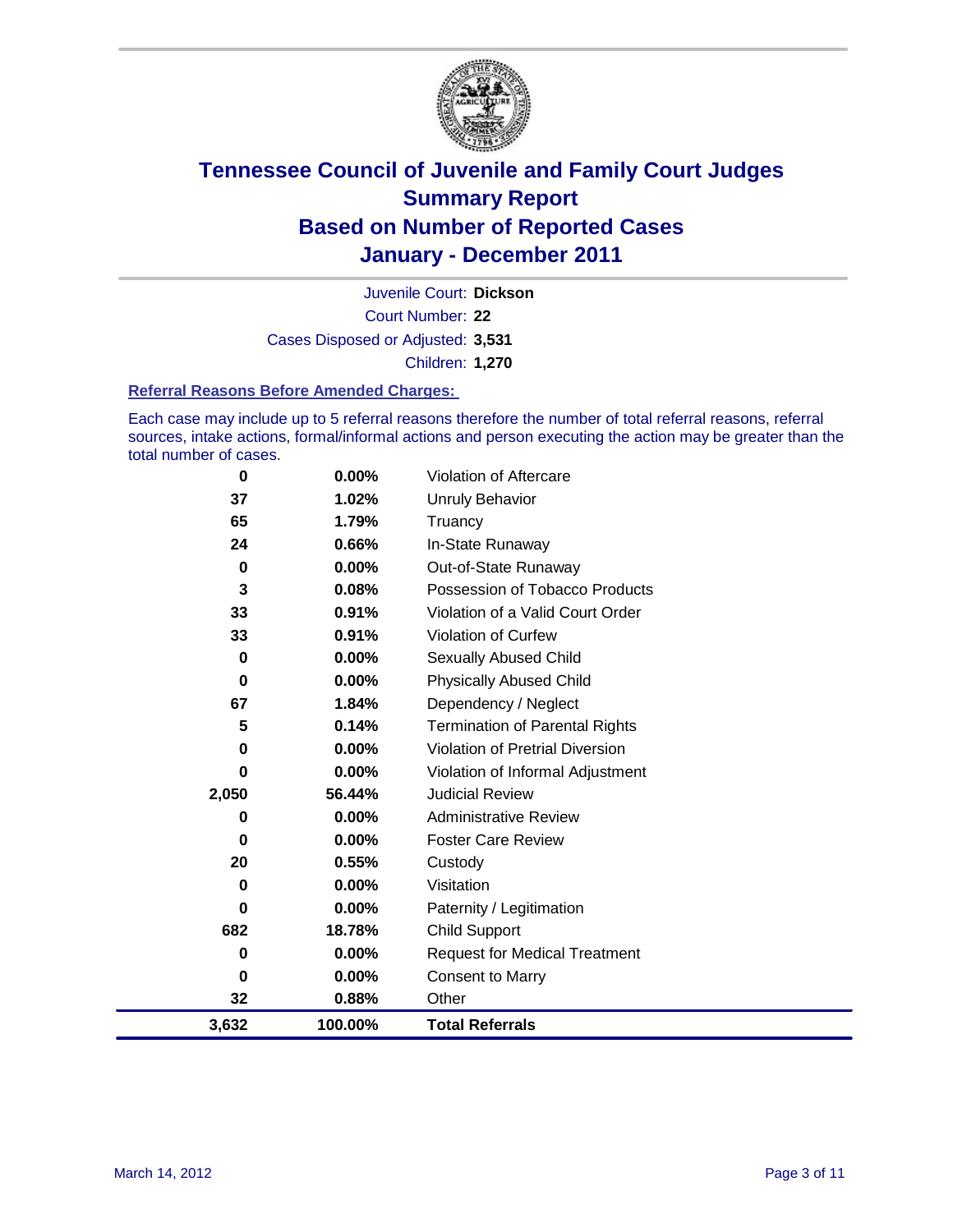# Tennessee Council of Juvenile and Family Court Judges
## Summary Report
## Based on Number of Reported Cases
## January - December 2011

Juvenile Court: **Dickson**
Court Number: **22**
Cases Disposed or Adjusted: **3,531**
Children: **1,270**

### Referral Reasons Before Amended Charges:

Each case may include up to 5 referral reasons therefore the number of total referral reasons, referral sources, intake actions, formal/informal actions and person executing the action may be greater than the total number of cases.

| | | |
|---|---|---|
| 0 | 0.00% | Violation of Aftercare |
| 37 | 1.02% | Unruly Behavior |
| 65 | 1.79% | Truancy |
| 24 | 0.66% | In-State Runaway |
| 0 | 0.00% | Out-of-State Runaway |
| 3 | 0.08% | Possession of Tobacco Products |
| 33 | 0.91% | Violation of a Valid Court Order |
| 33 | 0.91% | Violation of Curfew |
| 0 | 0.00% | Sexually Abused Child |
| 0 | 0.00% | Physically Abused Child |
| 67 | 1.84% | Dependency / Neglect |
| 5 | 0.14% | Termination of Parental Rights |
| 0 | 0.00% | Violation of Pretrial Diversion |
| 0 | 0.00% | Violation of Informal Adjustment |
| 2,050 | 56.44% | Judicial Review |
| 0 | 0.00% | Administrative Review |
| 0 | 0.00% | Foster Care Review |
| 20 | 0.55% | Custody |
| 0 | 0.00% | Visitation |
| 0 | 0.00% | Paternity / Legitimation |
| 682 | 18.78% | Child Support |
| 0 | 0.00% | Request for Medical Treatment |
| 0 | 0.00% | Consent to Marry |
| 32 | 0.88% | Other |
| **3,632** | **100.00%** | **Total Referrals** |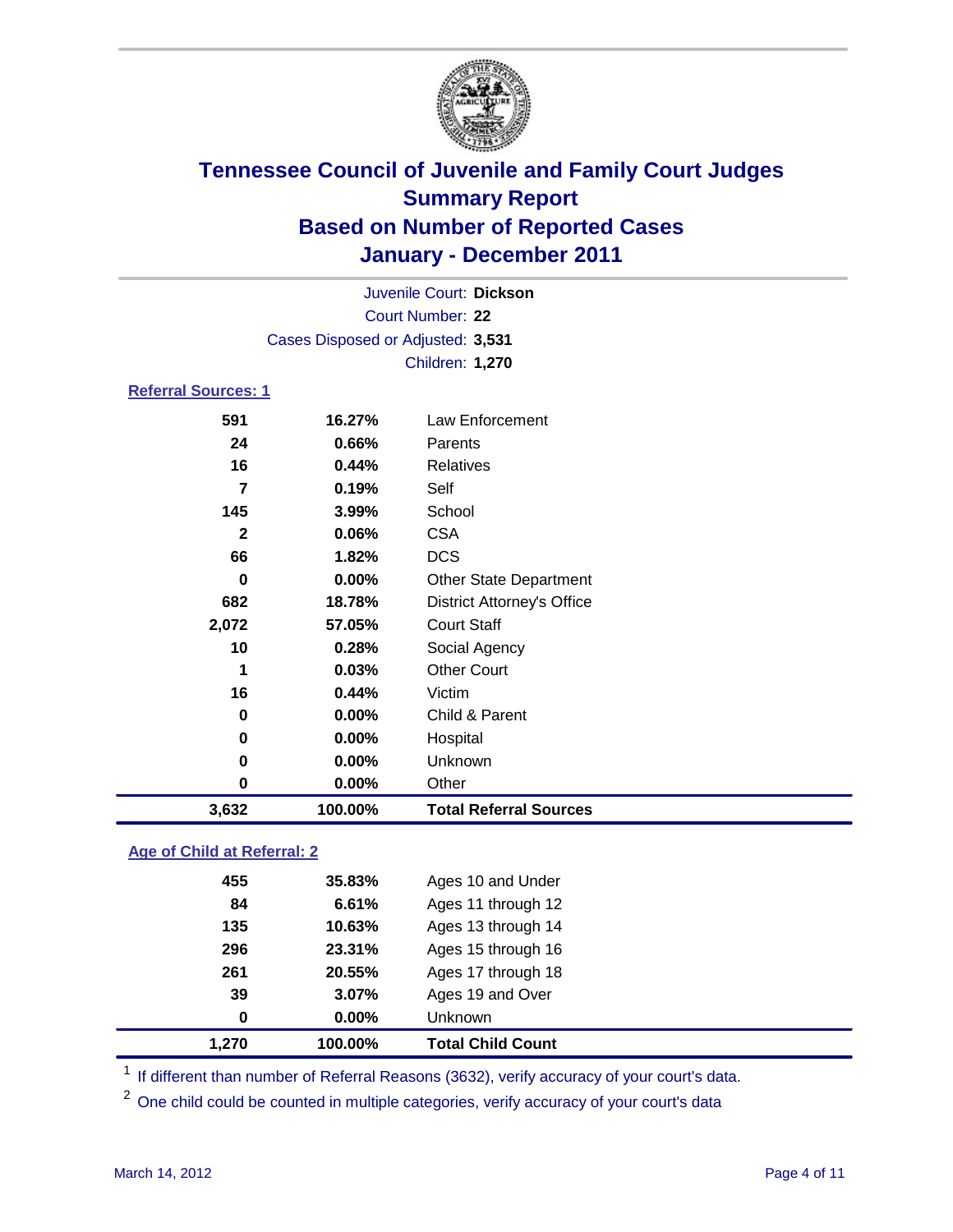# Tennessee Council of Juvenile and Family Court Judges
## Summary Report
## Based on Number of Reported Cases
## January - December 2011

Juvenile Court: **Dickson**
Court Number: **22**
Cases Disposed or Adjusted: **3,531**
Children: **1,270**

### Referral Sources: 1

| | | |
|---|---|---|
| 591 | 16.27% | Law Enforcement |
| 24 | 0.66% | Parents |
| 16 | 0.44% | Relatives |
| 7 | 0.19% | Self |
| 145 | 3.99% | School |
| 2 | 0.06% | CSA |
| 66 | 1.82% | DCS |
| 0 | 0.00% | Other State Department |
| 682 | 18.78% | District Attorney's Office |
| 2,072 | 57.05% | Court Staff |
| 10 | 0.28% | Social Agency |
| 1 | 0.03% | Other Court |
| 16 | 0.44% | Victim |
| 0 | 0.00% | Child & Parent |
| 0 | 0.00% | Hospital |
| 0 | 0.00% | Unknown |
| 0 | 0.00% | Other |
| **3,632** | **100.00%** | **Total Referral Sources** |

### Age of Child at Referral: 2

| | | |
|---|---|---|
| 455 | 35.83% | Ages 10 and Under |
| 84 | 6.61% | Ages 11 through 12 |
| 135 | 10.63% | Ages 13 through 14 |
| 296 | 23.31% | Ages 15 through 16 |
| 261 | 20.55% | Ages 17 through 18 |
| 39 | 3.07% | Ages 19 and Over |
| 0 | 0.00% | Unknown |
| **1,270** | **100.00%** | **Total Child Count** |

[1] If different than number of Referral Reasons (3632), verify accuracy of your court's data.

[2] One child could be counted in multiple categories, verify accuracy of your court's data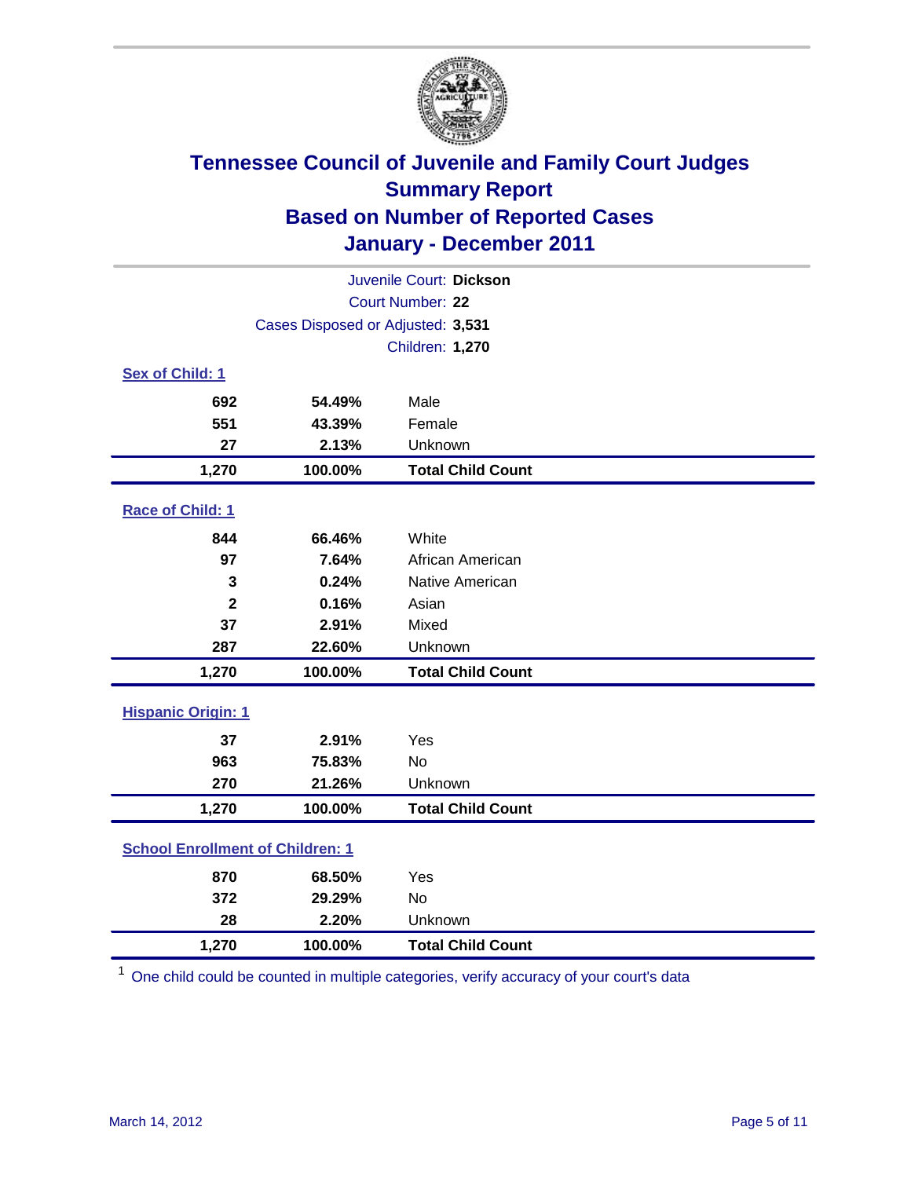# Tennessee Council of Juvenile and Family Court Judges
## Summary Report
## Based on Number of Reported Cases
## January - December 2011

Juvenile Court: **Dickson**
Court Number: **22**
Cases Disposed or Adjusted: **3,531**
Children: **1,270**

### Sex of Child: 1

| | | |
|---|---|---|
| 692 | 54.49% | Male |
| 551 | 43.39% | Female |
| 27 | 2.13% | Unknown |
| **1,270** | **100.00%** | **Total Child Count** |

### Race of Child: 1

| | | |
|---|---|---|
| 844 | 66.46% | White |
| 97 | 7.64% | African American |
| 3 | 0.24% | Native American |
| 2 | 0.16% | Asian |
| 37 | 2.91% | Mixed |
| 287 | 22.60% | Unknown |
| **1,270** | **100.00%** | **Total Child Count** |

### Hispanic Origin: 1

| | | |
|---|---|---|
| 37 | 2.91% | Yes |
| 963 | 75.83% | No |
| 270 | 21.26% | Unknown |
| **1,270** | **100.00%** | **Total Child Count** |

### School Enrollment of Children: 1

| | | |
|---|---|---|
| 870 | 68.50% | Yes |
| 372 | 29.29% | No |
| 28 | 2.20% | Unknown |
| **1,270** | **100.00%** | **Total Child Count** |

[1] One child could be counted in multiple categories, verify accuracy of your court's data

March 14, 2012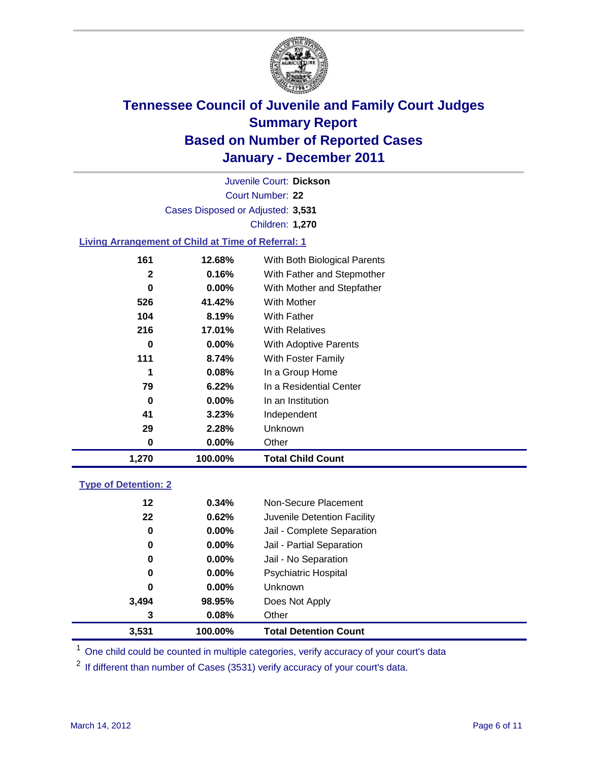# Tennessee Council of Juvenile and Family Court Judges
## Summary Report
## Based on Number of Reported Cases
## January - December 2011

Juvenile Court: **Dickson**
Court Number: **22**
Cases Disposed or Adjusted: **3,531**
Children: **1,270**

### Living Arrangement of Child at Time of Referral: 1

| Count | Percent | Category |
|---|---|---|
| 161 | 12.68% | With Both Biological Parents |
| 2 | 0.16% | With Father and Stepmother |
| 0 | 0.00% | With Mother and Stepfather |
| 526 | 41.42% | With Mother |
| 104 | 8.19% | With Father |
| 216 | 17.01% | With Relatives |
| 0 | 0.00% | With Adoptive Parents |
| 111 | 8.74% | With Foster Family |
| 1 | 0.08% | In a Group Home |
| 79 | 6.22% | In a Residential Center |
| 0 | 0.00% | In an Institution |
| 41 | 3.23% | Independent |
| 29 | 2.28% | Unknown |
| 0 | 0.00% | Other |
| **1,270** | **100.00%** | **Total Child Count** |

### Type of Detention: 2

| Count | Percent | Category |
|---|---|---|
| 12 | 0.34% | Non-Secure Placement |
| 22 | 0.62% | Juvenile Detention Facility |
| 0 | 0.00% | Jail - Complete Separation |
| 0 | 0.00% | Jail - Partial Separation |
| 0 | 0.00% | Jail - No Separation |
| 0 | 0.00% | Psychiatric Hospital |
| 0 | 0.00% | Unknown |
| 3,494 | 98.95% | Does Not Apply |
| 3 | 0.08% | Other |
| **3,531** | **100.00%** | **Total Detention Count** |

[1] One child could be counted in multiple categories, verify accuracy of your court's data

[2] If different than number of Cases (3531) verify accuracy of your court's data.

March 14, 2012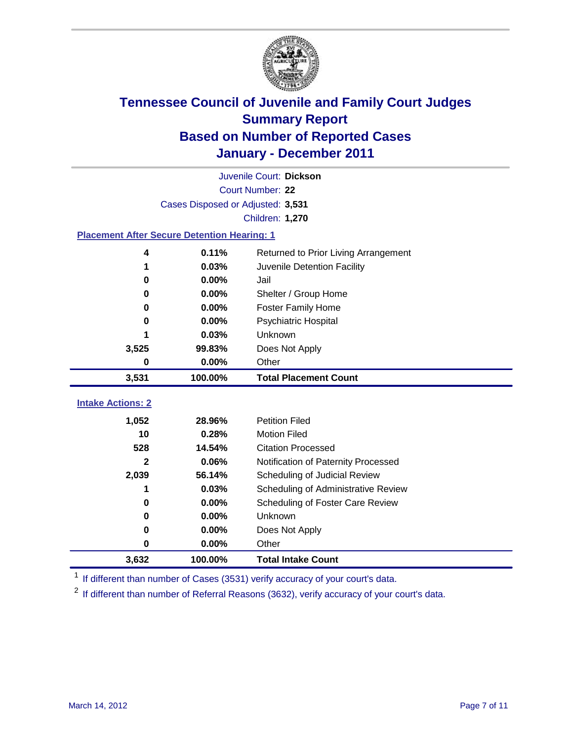# Tennessee Council of Juvenile and Family Court Judges
## Summary Report
## Based on Number of Reported Cases
## January - December 2011

Juvenile Court: **Dickson**
Court Number: **22**
Cases Disposed or Adjusted: **3,531**
Children: **1,270**

### Placement After Secure Detention Hearing: 1

| Count | Percent | Placement |
|---|---|---|
| 4 | 0.11% | Returned to Prior Living Arrangement |
| 1 | 0.03% | Juvenile Detention Facility |
| 0 | 0.00% | Jail |
| 0 | 0.00% | Shelter / Group Home |
| 0 | 0.00% | Foster Family Home |
| 0 | 0.00% | Psychiatric Hospital |
| 1 | 0.03% | Unknown |
| 3,525 | 99.83% | Does Not Apply |
| 0 | 0.00% | Other |
| **3,531** | **100.00%** | **Total Placement Count** |

### Intake Actions: 2

| Count | Percent | Intake Action |
|---|---|---|
| 1,052 | 28.96% | Petition Filed |
| 10 | 0.28% | Motion Filed |
| 528 | 14.54% | Citation Processed |
| 2 | 0.06% | Notification of Paternity Processed |
| 2,039 | 56.14% | Scheduling of Judicial Review |
| 1 | 0.03% | Scheduling of Administrative Review |
| 0 | 0.00% | Scheduling of Foster Care Review |
| 0 | 0.00% | Unknown |
| 0 | 0.00% | Does Not Apply |
| 0 | 0.00% | Other |
| **3,632** | **100.00%** | **Total Intake Count** |

[1] If different than number of Cases (3531) verify accuracy of your court's data.

[2] If different than number of Referral Reasons (3632), verify accuracy of your court's data.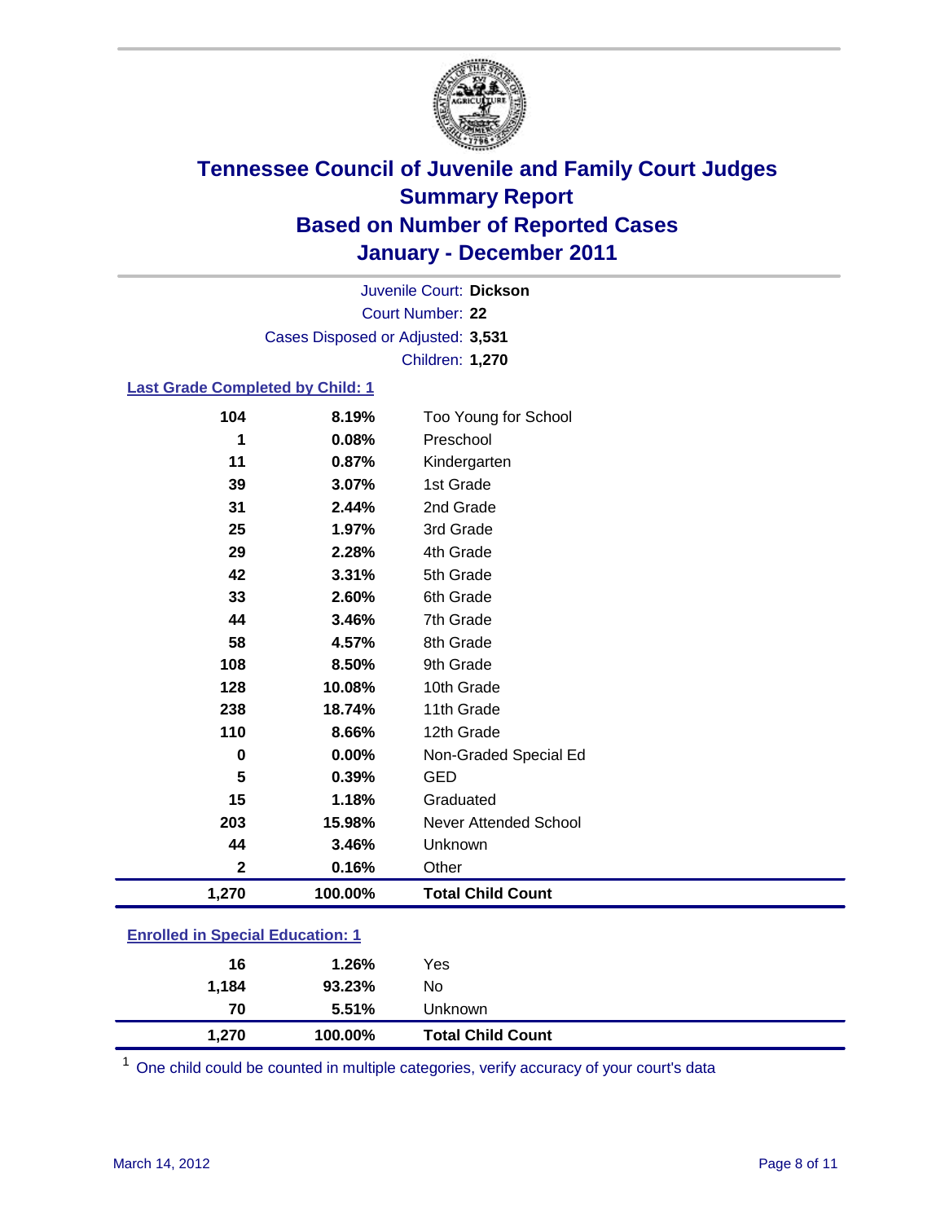# Tennessee Council of Juvenile and Family Court Judges
## Summary Report
## Based on Number of Reported Cases
## January - December 2011

Juvenile Court: **Dickson**
Court Number: **22**
Cases Disposed or Adjusted: **3,531**
Children: **1,270**

### Last Grade Completed by Child: 1

| Count | Percent | Category |
|---|---|---|
| 104 | 8.19% | Too Young for School |
| 1 | 0.08% | Preschool |
| 11 | 0.87% | Kindergarten |
| 39 | 3.07% | 1st Grade |
| 31 | 2.44% | 2nd Grade |
| 25 | 1.97% | 3rd Grade |
| 29 | 2.28% | 4th Grade |
| 42 | 3.31% | 5th Grade |
| 33 | 2.60% | 6th Grade |
| 44 | 3.46% | 7th Grade |
| 58 | 4.57% | 8th Grade |
| 108 | 8.50% | 9th Grade |
| 128 | 10.08% | 10th Grade |
| 238 | 18.74% | 11th Grade |
| 110 | 8.66% | 12th Grade |
| 0 | 0.00% | Non-Graded Special Ed |
| 5 | 0.39% | GED |
| 15 | 1.18% | Graduated |
| 203 | 15.98% | Never Attended School |
| 44 | 3.46% | Unknown |
| 2 | 0.16% | Other |
| **1,270** | **100.00%** | **Total Child Count** |

### Enrolled in Special Education: 1

| Count | Percent | Category |
|---|---|---|
| 16 | 1.26% | Yes |
| 1,184 | 93.23% | No |
| 70 | 5.51% | Unknown |
| **1,270** | **100.00%** | **Total Child Count** |

[1] One child could be counted in multiple categories, verify accuracy of your court's data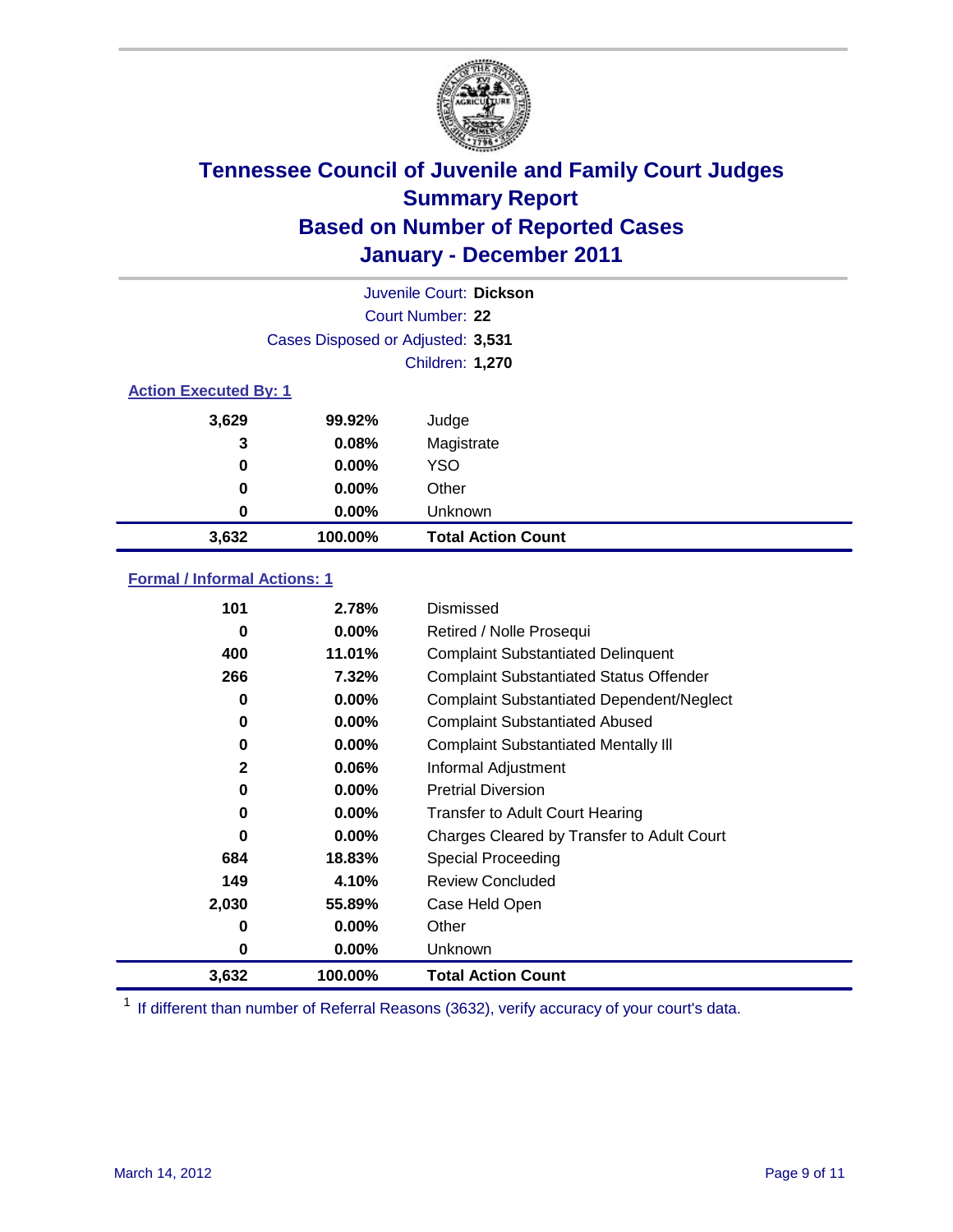# Tennessee Council of Juvenile and Family Court Judges
## Summary Report
## Based on Number of Reported Cases
## January - December 2011

Juvenile Court: **Dickson**

Court Number: **22**

Cases Disposed or Adjusted: **3,531**

Children: **1,270**

### Action Executed By: 1

| | | |
|---|---|---|
| 3,629 | 99.92% | Judge |
| 3 | 0.08% | Magistrate |
| 0 | 0.00% | YSO |
| 0 | 0.00% | Other |
| 0 | 0.00% | Unknown |
| **3,632** | **100.00%** | **Total Action Count** |

### Formal / Informal Actions: 1

| | | |
|---|---|---|
| 101 | 2.78% | Dismissed |
| 0 | 0.00% | Retired / Nolle Prosequi |
| 400 | 11.01% | Complaint Substantiated Delinquent |
| 266 | 7.32% | Complaint Substantiated Status Offender |
| 0 | 0.00% | Complaint Substantiated Dependent/Neglect |
| 0 | 0.00% | Complaint Substantiated Abused |
| 0 | 0.00% | Complaint Substantiated Mentally Ill |
| 2 | 0.06% | Informal Adjustment |
| 0 | 0.00% | Pretrial Diversion |
| 0 | 0.00% | Transfer to Adult Court Hearing |
| 0 | 0.00% | Charges Cleared by Transfer to Adult Court |
| 684 | 18.83% | Special Proceeding |
| 149 | 4.10% | Review Concluded |
| 2,030 | 55.89% | Case Held Open |
| 0 | 0.00% | Other |
| 0 | 0.00% | Unknown |
| **3,632** | **100.00%** | **Total Action Count** |

[1] If different than number of Referral Reasons (3632), verify accuracy of your court's data.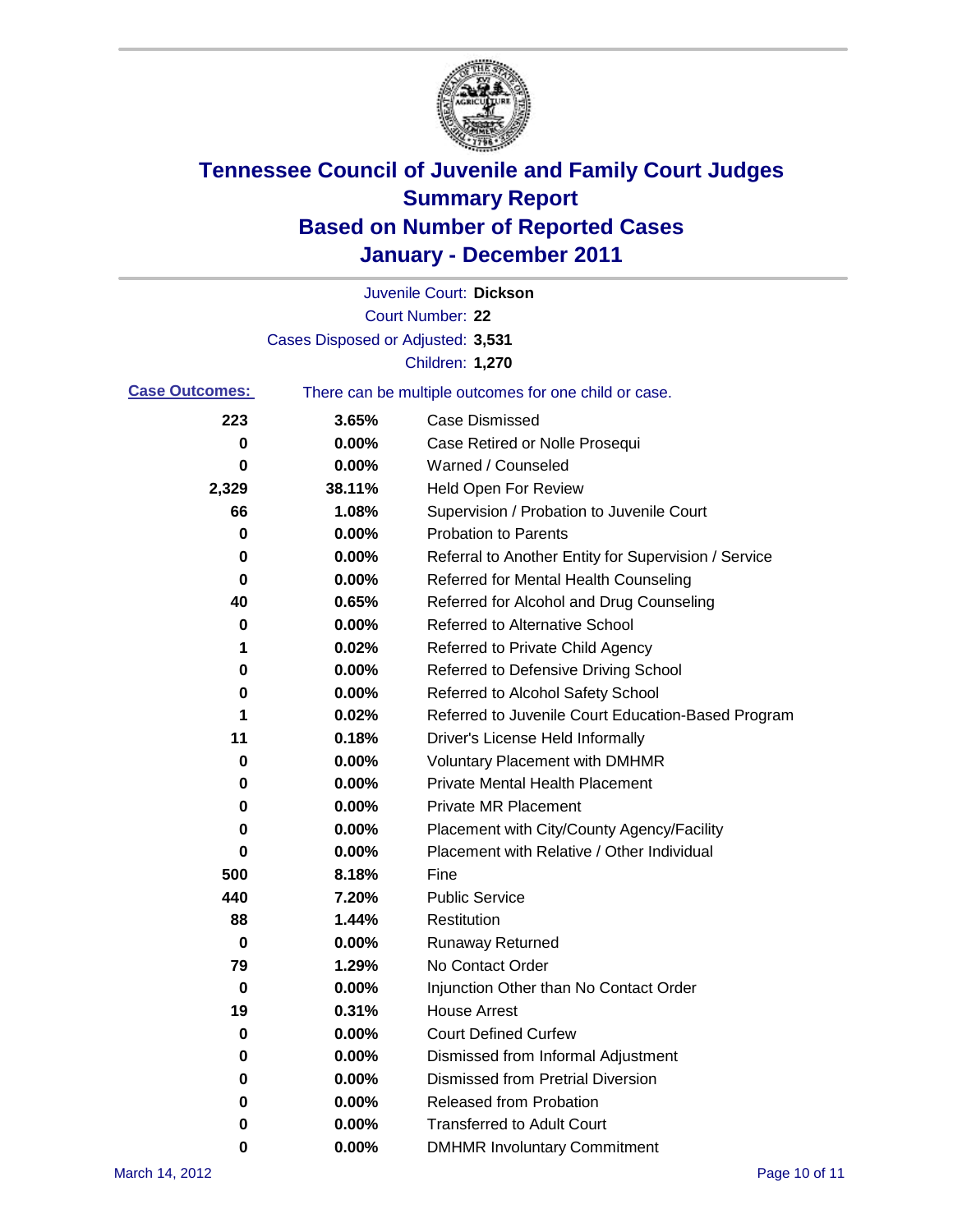# Tennessee Council of Juvenile and Family Court Judges
## Summary Report
## Based on Number of Reported Cases
## January - December 2011

Juvenile Court: **Dickson**

Court Number: **22**

Cases Disposed or Adjusted: **3,531**

Children: **1,270**

**Case Outcomes:** There can be multiple outcomes for one child or case.

| | | |
|---|---|---|
| 223 | 3.65% | Case Dismissed |
| 0 | 0.00% | Case Retired or Nolle Prosequi |
| 0 | 0.00% | Warned / Counseled |
| 2,329 | 38.11% | Held Open For Review |
| 66 | 1.08% | Supervision / Probation to Juvenile Court |
| 0 | 0.00% | Probation to Parents |
| 0 | 0.00% | Referral to Another Entity for Supervision / Service |
| 0 | 0.00% | Referred for Mental Health Counseling |
| 40 | 0.65% | Referred for Alcohol and Drug Counseling |
| 0 | 0.00% | Referred to Alternative School |
| 1 | 0.02% | Referred to Private Child Agency |
| 0 | 0.00% | Referred to Defensive Driving School |
| 0 | 0.00% | Referred to Alcohol Safety School |
| 1 | 0.02% | Referred to Juvenile Court Education-Based Program |
| 11 | 0.18% | Driver's License Held Informally |
| 0 | 0.00% | Voluntary Placement with DMHMR |
| 0 | 0.00% | Private Mental Health Placement |
| 0 | 0.00% | Private MR Placement |
| 0 | 0.00% | Placement with City/County Agency/Facility |
| 0 | 0.00% | Placement with Relative / Other Individual |
| 500 | 8.18% | Fine |
| 440 | 7.20% | Public Service |
| 88 | 1.44% | Restitution |
| 0 | 0.00% | Runaway Returned |
| 79 | 1.29% | No Contact Order |
| 0 | 0.00% | Injunction Other than No Contact Order |
| 19 | 0.31% | House Arrest |
| 0 | 0.00% | Court Defined Curfew |
| 0 | 0.00% | Dismissed from Informal Adjustment |
| 0 | 0.00% | Dismissed from Pretrial Diversion |
| 0 | 0.00% | Released from Probation |
| 0 | 0.00% | Transferred to Adult Court |
| 0 | 0.00% | DMHMR Involuntary Commitment |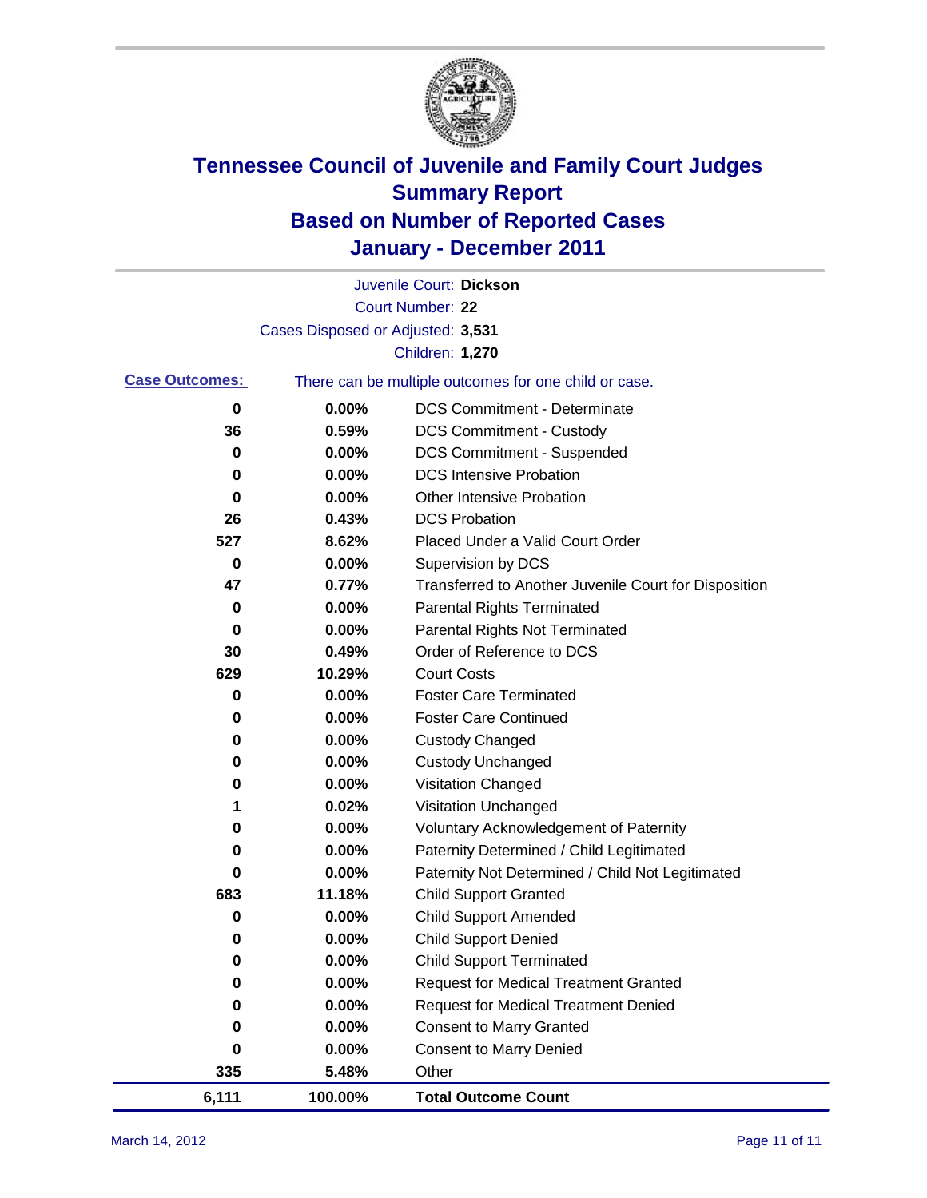# Tennessee Council of Juvenile and Family Court Judges
## Summary Report
## Based on Number of Reported Cases
## January - December 2011

Juvenile Court: **Dickson**

Court Number: **22**

Cases Disposed or Adjusted: **3,531**

Children: **1,270**

**Case Outcomes:** There can be multiple outcomes for one child or case.

| | | |
|---|---|---|
| 0 | 0.00% | DCS Commitment - Determinate |
| 36 | 0.59% | DCS Commitment - Custody |
| 0 | 0.00% | DCS Commitment - Suspended |
| 0 | 0.00% | DCS Intensive Probation |
| 0 | 0.00% | Other Intensive Probation |
| 26 | 0.43% | DCS Probation |
| 527 | 8.62% | Placed Under a Valid Court Order |
| 0 | 0.00% | Supervision by DCS |
| 47 | 0.77% | Transferred to Another Juvenile Court for Disposition |
| 0 | 0.00% | Parental Rights Terminated |
| 0 | 0.00% | Parental Rights Not Terminated |
| 30 | 0.49% | Order of Reference to DCS |
| 629 | 10.29% | Court Costs |
| 0 | 0.00% | Foster Care Terminated |
| 0 | 0.00% | Foster Care Continued |
| 0 | 0.00% | Custody Changed |
| 0 | 0.00% | Custody Unchanged |
| 0 | 0.00% | Visitation Changed |
| 1 | 0.02% | Visitation Unchanged |
| 0 | 0.00% | Voluntary Acknowledgement of Paternity |
| 0 | 0.00% | Paternity Determined / Child Legitimated |
| 0 | 0.00% | Paternity Not Determined / Child Not Legitimated |
| 683 | 11.18% | Child Support Granted |
| 0 | 0.00% | Child Support Amended |
| 0 | 0.00% | Child Support Denied |
| 0 | 0.00% | Child Support Terminated |
| 0 | 0.00% | Request for Medical Treatment Granted |
| 0 | 0.00% | Request for Medical Treatment Denied |
| 0 | 0.00% | Consent to Marry Granted |
| 0 | 0.00% | Consent to Marry Denied |
| 335 | 5.48% | Other |
| **6,111** | **100.00%** | **Total Outcome Count** |

March 14, 2012